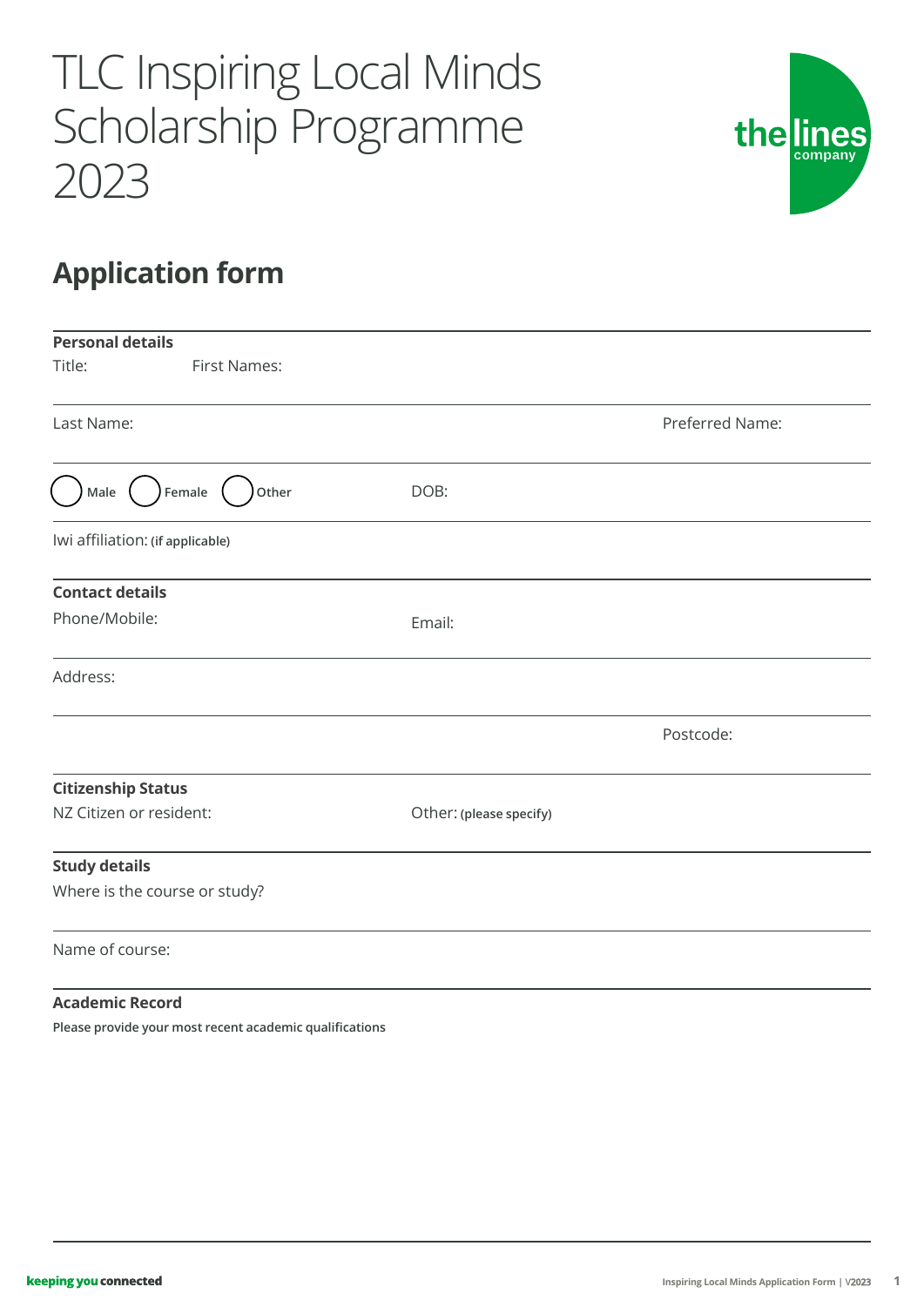# TLC Inspiring Local Minds Scholarship Programme 2023

## Application form

**Personal details**

Title: First Names:

Last Name: Preferred Name:

( ) Male ( ) Female ( ) Other DOB:

Iwi affiliation: **(if applicable)**

**Contact details**

Phone/Mobile: Email:

Address:

Postcode:

**Citizenship Status**

NZ Citizen or resident: Other: **(please specify)**

**Study details**

Where is the course or study?

Name of course:

**Academic Record**

**Please provide your most recent academic qualifications**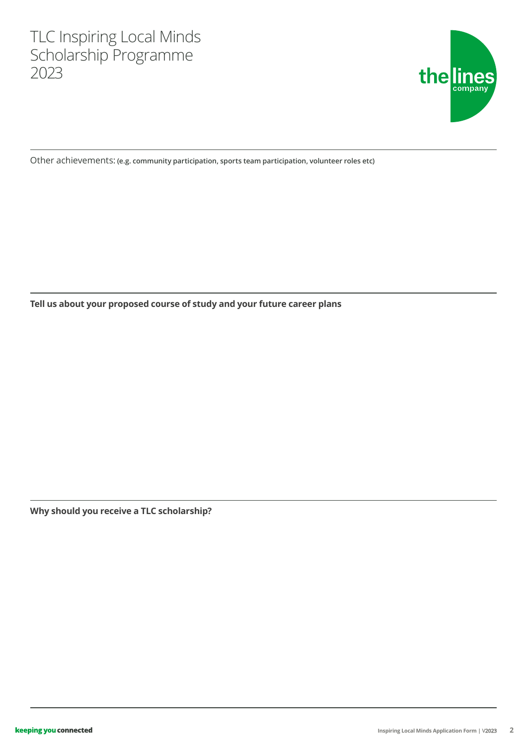# TLC Inspiring Local Minds Scholarship Programme 2023

Other achievements: **(e.g. community participation, sports team participation, volunteer roles etc)**

**Tell us about your proposed course of study and your future career plans**

**Why should you receive a TLC scholarship?**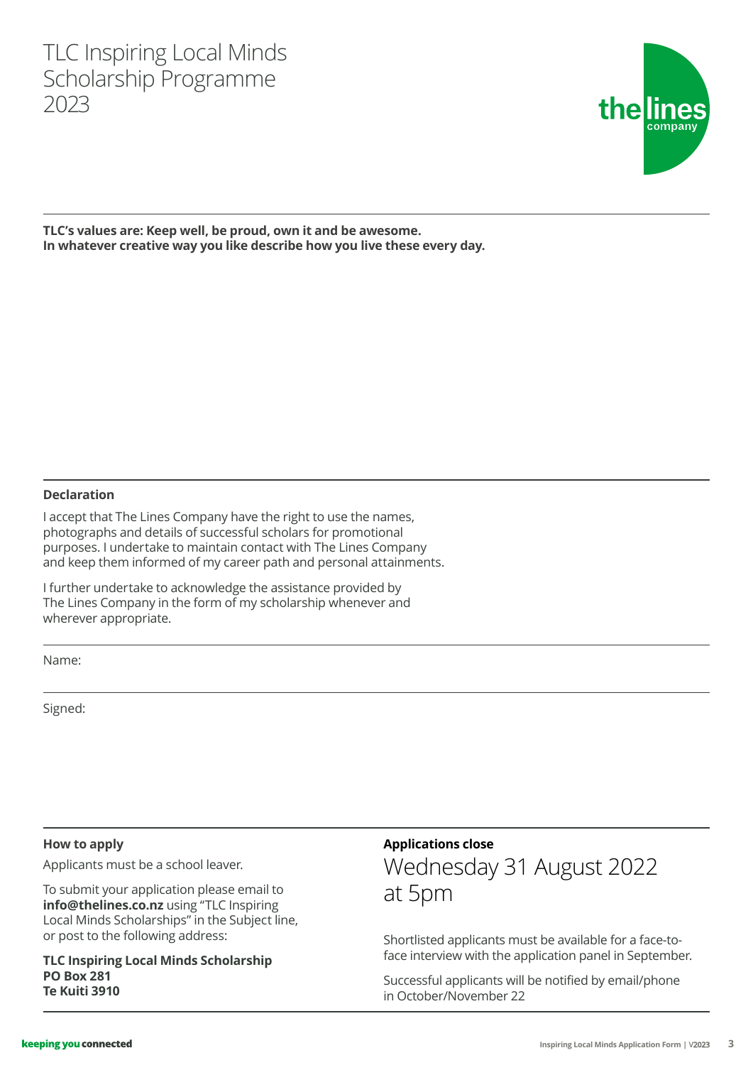# TLC Inspiring Local Minds Scholarship Programme 2023

the lines company

**TLC's values are: Keep well, be proud, own it and be awesome.**
**In whatever creative way you like describe how you live these every day.**

**Declaration**

I accept that The Lines Company have the right to use the names, photographs and details of successful scholars for promotional purposes. I undertake to maintain contact with The Lines Company and keep them informed of my career path and personal attainments.

I further undertake to acknowledge the assistance provided by The Lines Company in the form of my scholarship whenever and wherever appropriate.

Name:

Signed:

**How to apply**

Applicants must be a school leaver.

To submit your application please email to **info@thelines.co.nz** using "TLC Inspiring Local Minds Scholarships" in the Subject line, or post to the following address:

**TLC Inspiring Local Minds Scholarship**
**PO Box 281**
**Te Kuiti 3910**

**Applications close**

Wednesday 31 August 2022 at 5pm

Shortlisted applicants must be available for a face-to-face interview with the application panel in September.

Successful applicants will be notified by email/phone in October/November 22

keeping you connected